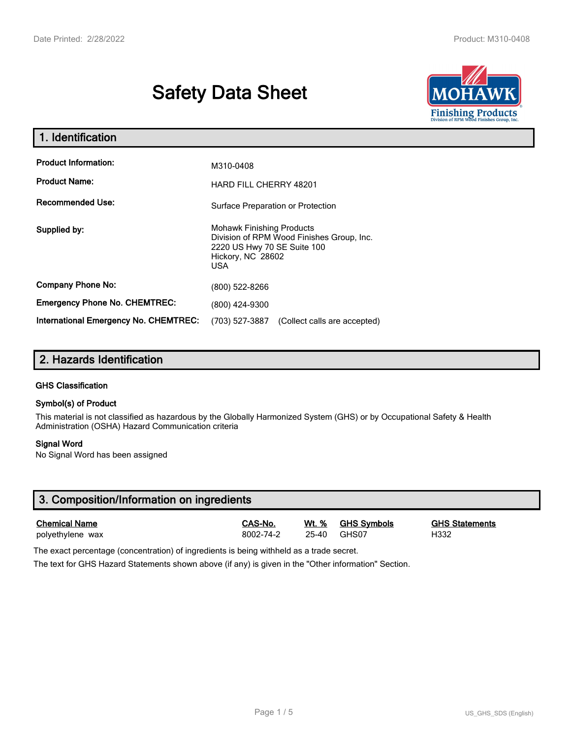# Safety Data Sheet

## 1. Identification

| | |
|---|---|
| **Product Information:** | M310-0408 |
| **Product Name:** | HARD FILL CHERRY 48201 |
| **Recommended Use:** | Surface Preparation or Protection |
| **Supplied by:** | Mohawk Finishing Products<br>Division of RPM Wood Finishes Group, Inc.<br>2220 US Hwy 70 SE Suite 100<br>Hickory, NC 28602<br>USA |
| **Company Phone No:** | (800) 522-8266 |
| **Emergency Phone No. CHEMTREC:** | (800) 424-9300 |
| **International Emergency No. CHEMTREC:** | (703) 527-3887 (Collect calls are accepted) |

## 2. Hazards Identification

### GHS Classification

### Symbol(s) of Product

This material is not classified as hazardous by the Globally Harmonized System (GHS) or by Occupational Safety & Health Administration (OSHA) Hazard Communication criteria

### Signal Word

No Signal Word has been assigned

## 3. Composition/Information on ingredients

| Chemical Name | CAS-No. | Wt. % | GHS Symbols | GHS Statements |
|---|---|---|---|---|
| polyethylene wax | 8002-74-2 | 25-40 | GHS07 | H332 |

The exact percentage (concentration) of ingredients is being withheld as a trade secret.

The text for GHS Hazard Statements shown above (if any) is given in the "Other information" Section.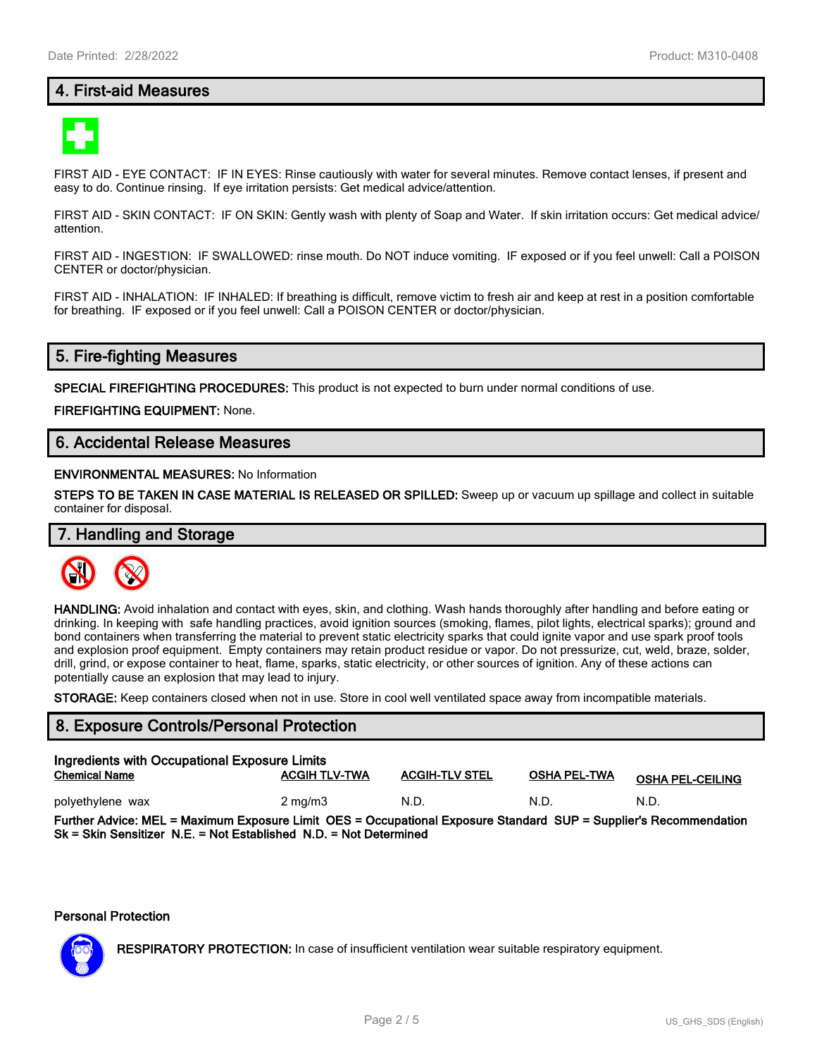## 4. First-aid Measures

FIRST AID - EYE CONTACT: IF IN EYES: Rinse cautiously with water for several minutes. Remove contact lenses, if present and easy to do. Continue rinsing. If eye irritation persists: Get medical advice/attention.

FIRST AID - SKIN CONTACT: IF ON SKIN: Gently wash with plenty of Soap and Water. If skin irritation occurs: Get medical advice/ attention.

FIRST AID - INGESTION: IF SWALLOWED: rinse mouth. Do NOT induce vomiting. IF exposed or if you feel unwell: Call a POISON CENTER or doctor/physician.

FIRST AID - INHALATION: IF INHALED: If breathing is difficult, remove victim to fresh air and keep at rest in a position comfortable for breathing. IF exposed or if you feel unwell: Call a POISON CENTER or doctor/physician.

## 5. Fire-fighting Measures

**SPECIAL FIREFIGHTING PROCEDURES:** This product is not expected to burn under normal conditions of use.

**FIREFIGHTING EQUIPMENT:** None.

## 6. Accidental Release Measures

**ENVIRONMENTAL MEASURES:** No Information

**STEPS TO BE TAKEN IN CASE MATERIAL IS RELEASED OR SPILLED:** Sweep up or vacuum up spillage and collect in suitable container for disposal.

## 7. Handling and Storage

**HANDLING:** Avoid inhalation and contact with eyes, skin, and clothing. Wash hands thoroughly after handling and before eating or drinking. In keeping with safe handling practices, avoid ignition sources (smoking, flames, pilot lights, electrical sparks); ground and bond containers when transferring the material to prevent static electricity sparks that could ignite vapor and use spark proof tools and explosion proof equipment. Empty containers may retain product residue or vapor. Do not pressurize, cut, weld, braze, solder, drill, grind, or expose container to heat, flame, sparks, static electricity, or other sources of ignition. Any of these actions can potentially cause an explosion that may lead to injury.

**STORAGE:** Keep containers closed when not in use. Store in cool well ventilated space away from incompatible materials.

## 8. Exposure Controls/Personal Protection

**Ingredients with Occupational Exposure Limits**

| Chemical Name | ACGIH TLV-TWA | ACGIH-TLV STEL | OSHA PEL-TWA | OSHA PEL-CEILING |
|---|---|---|---|---|
| polyethylene wax | 2 mg/m3 | N.D. | N.D. | N.D. |

**Further Advice: MEL = Maximum Exposure Limit OES = Occupational Exposure Standard SUP = Supplier's Recommendation Sk = Skin Sensitizer N.E. = Not Established N.D. = Not Determined**

**Personal Protection**

**RESPIRATORY PROTECTION:** In case of insufficient ventilation wear suitable respiratory equipment.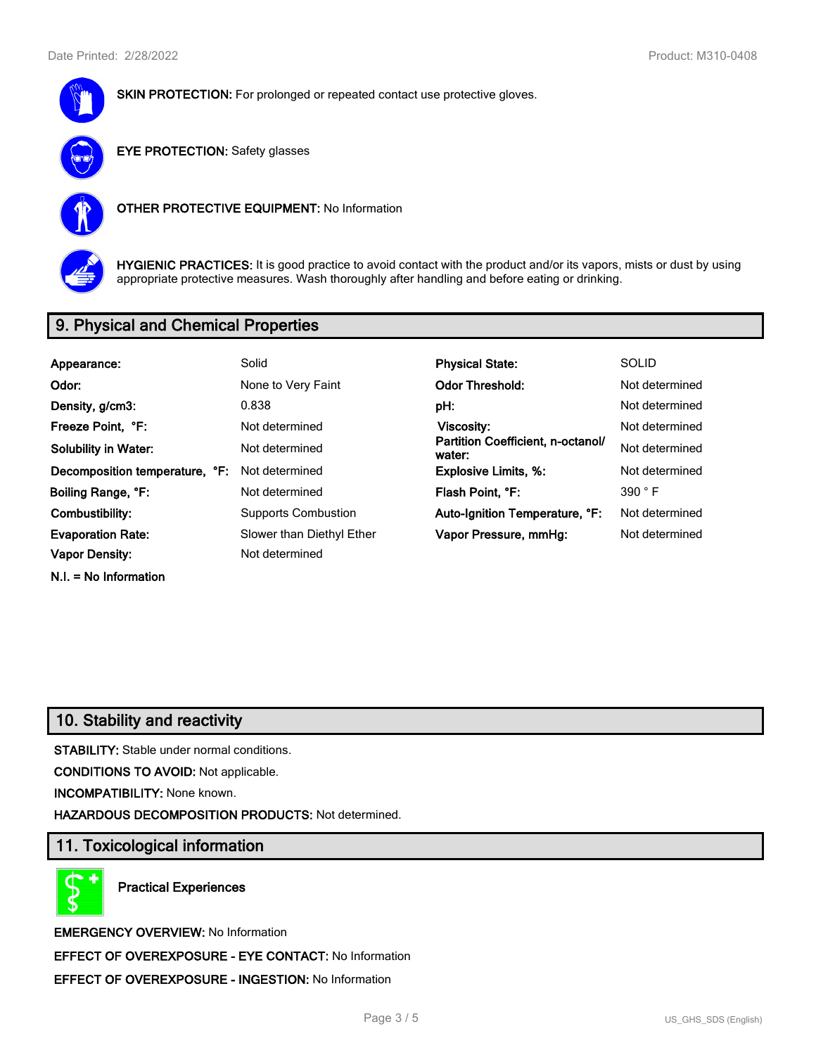**SKIN PROTECTION:** For prolonged or repeated contact use protective gloves.

**EYE PROTECTION:** Safety glasses

**OTHER PROTECTIVE EQUIPMENT:** No Information

**HYGIENIC PRACTICES:** It is good practice to avoid contact with the product and/or its vapors, mists or dust by using appropriate protective measures. Wash thoroughly after handling and before eating or drinking.

## 9. Physical and Chemical Properties

| | | | |
|---|---|---|---|
| **Appearance:** | Solid | **Physical State:** | SOLID |
| **Odor:** | None to Very Faint | **Odor Threshold:** | Not determined |
| **Density, g/cm3:** | 0.838 | **pH:** | Not determined |
| **Freeze Point, °F:** | Not determined | **Viscosity:** | Not determined |
| **Solubility in Water:** | Not determined | **Partition Coefficient, n-octanol/ water:** | Not determined |
| **Decomposition temperature, °F:** | Not determined | **Explosive Limits, %:** | Not determined |
| **Boiling Range, °F:** | Not determined | **Flash Point, °F:** | 390 ° F |
| **Combustibility:** | Supports Combustion | **Auto-Ignition Temperature, °F:** | Not determined |
| **Evaporation Rate:** | Slower than Diethyl Ether | **Vapor Pressure, mmHg:** | Not determined |
| **Vapor Density:** | Not determined | | |

**N.I. = No Information**

## 10. Stability and reactivity

**STABILITY:** Stable under normal conditions.

**CONDITIONS TO AVOID:** Not applicable.

**INCOMPATIBILITY:** None known.

**HAZARDOUS DECOMPOSITION PRODUCTS:** Not determined.

## 11. Toxicological information

**Practical Experiences**

**EMERGENCY OVERVIEW:** No Information

**EFFECT OF OVEREXPOSURE - EYE CONTACT:** No Information

**EFFECT OF OVEREXPOSURE - INGESTION:** No Information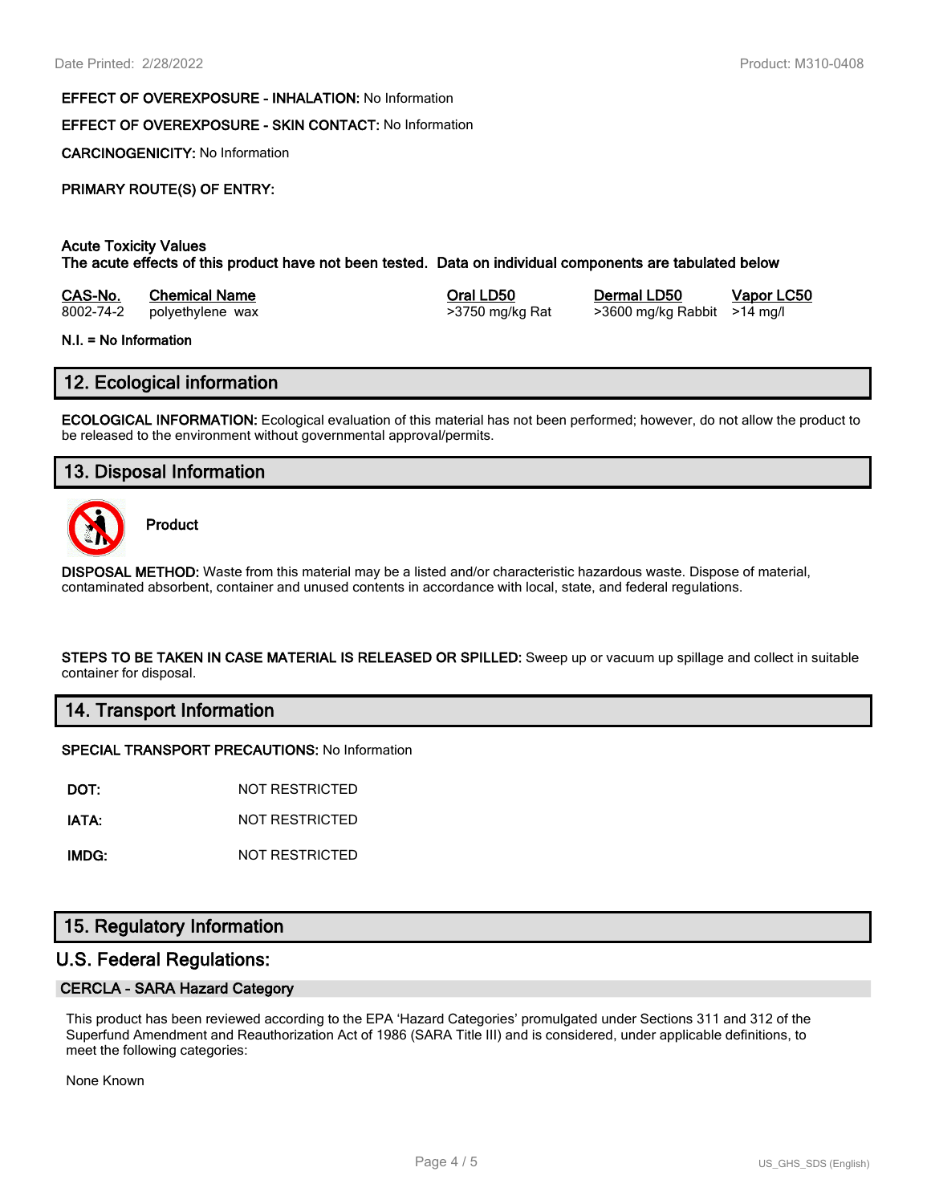**EFFECT OF OVEREXPOSURE - INHALATION:** No Information

**EFFECT OF OVEREXPOSURE - SKIN CONTACT:** No Information

**CARCINOGENICITY:** No Information

**PRIMARY ROUTE(S) OF ENTRY:**

**Acute Toxicity Values**
**The acute effects of this product have not been tested. Data on individual components are tabulated below**

| CAS-No. | Chemical Name | Oral LD50 | Dermal LD50 | Vapor LC50 |
|---|---|---|---|---|
| 8002-74-2 | polyethylene wax | >3750 mg/kg Rat | >3600 mg/kg Rabbit | >14 mg/l |

**N.I. = No Information**

## 12. Ecological information

**ECOLOGICAL INFORMATION:** Ecological evaluation of this material has not been performed; however, do not allow the product to be released to the environment without governmental approval/permits.

## 13. Disposal Information

**Product**

**DISPOSAL METHOD:** Waste from this material may be a listed and/or characteristic hazardous waste. Dispose of material, contaminated absorbent, container and unused contents in accordance with local, state, and federal regulations.

**STEPS TO BE TAKEN IN CASE MATERIAL IS RELEASED OR SPILLED:** Sweep up or vacuum up spillage and collect in suitable container for disposal.

## 14. Transport Information

**SPECIAL TRANSPORT PRECAUTIONS:** No Information

| | |
|---|---|
| **DOT:** | NOT RESTRICTED |
| **IATA:** | NOT RESTRICTED |
| **IMDG:** | NOT RESTRICTED |

## 15. Regulatory Information

### U.S. Federal Regulations:

#### CERCLA - SARA Hazard Category

This product has been reviewed according to the EPA 'Hazard Categories' promulgated under Sections 311 and 312 of the Superfund Amendment and Reauthorization Act of 1986 (SARA Title III) and is considered, under applicable definitions, to meet the following categories:

None Known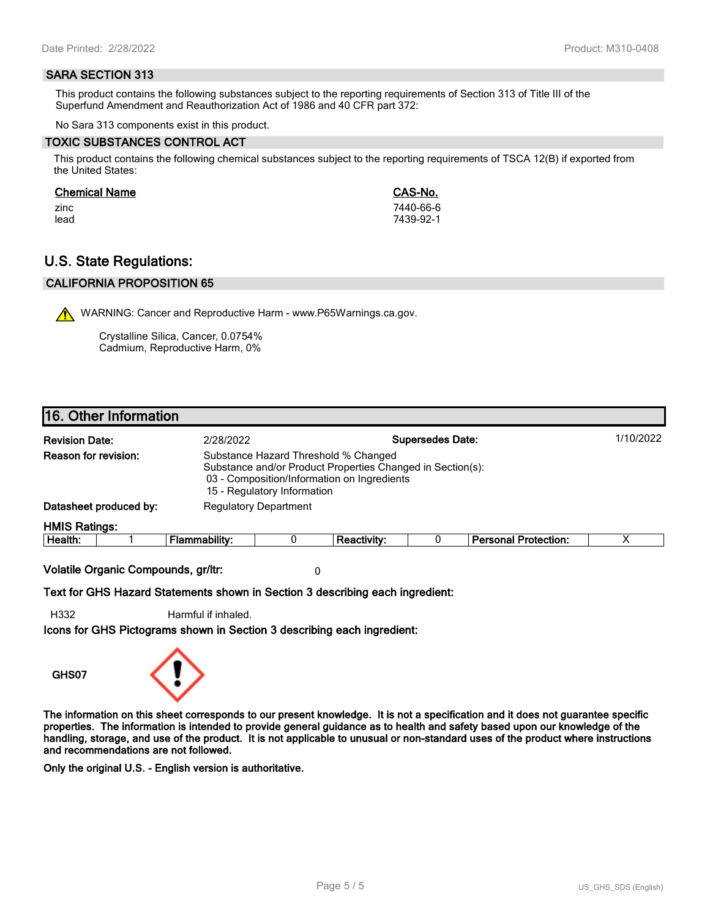### SARA SECTION 313

This product contains the following substances subject to the reporting requirements of Section 313 of Title III of the Superfund Amendment and Reauthorization Act of 1986 and 40 CFR part 372:

No Sara 313 components exist in this product.

### TOXIC SUBSTANCES CONTROL ACT

This product contains the following chemical substances subject to the reporting requirements of TSCA 12(B) if exported from the United States:

| Chemical Name | CAS-No. |
|---|---|
| zinc | 7440-66-6 |
| lead | 7439-92-1 |

## U.S. State Regulations:

### CALIFORNIA PROPOSITION 65

WARNING: Cancer and Reproductive Harm - www.P65Warnings.ca.gov.

Crystalline Silica, Cancer, 0.0754%
Cadmium, Reproductive Harm, 0%

## 16. Other Information

**Revision Date:** 2/28/2022

**Supersedes Date:** 1/10/2022

**Reason for revision:** Substance Hazard Threshold % Changed
Substance and/or Product Properties Changed in Section(s):
03 - Composition/Information on Ingredients
15 - Regulatory Information

**Datasheet produced by:** Regulatory Department

**HMIS Ratings:**

| Health: | 1 | Flammability: | 0 | Reactivity: | 0 | Personal Protection: | X |
|---|---|---|---|---|---|---|---|

**Volatile Organic Compounds, gr/ltr:** 0

**Text for GHS Hazard Statements shown in Section 3 describing each ingredient:**

H332 Harmful if inhaled.

**Icons for GHS Pictograms shown in Section 3 describing each ingredient:**

GHS07

**The information on this sheet corresponds to our present knowledge. It is not a specification and it does not guarantee specific properties. The information is intended to provide general guidance as to health and safety based upon our knowledge of the handling, storage, and use of the product. It is not applicable to unusual or non-standard uses of the product where instructions and recommendations are not followed.**

**Only the original U.S. - English version is authoritative.**